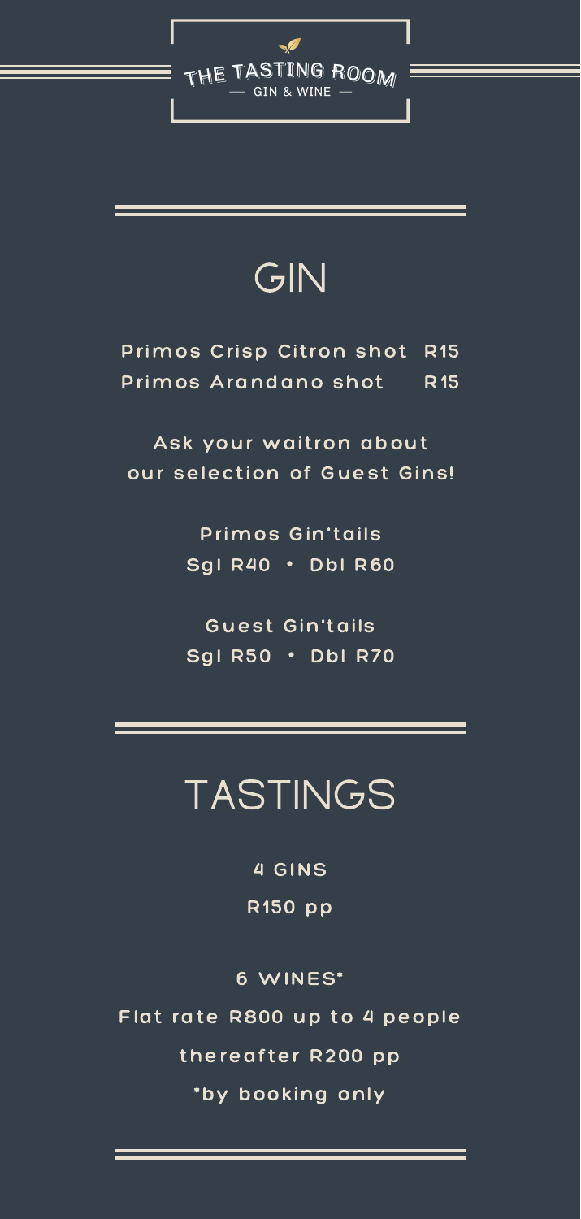# THE TASTING ROOM

— GIN & WINE —

## GIN

| | |
|---|---|
| Primos Crisp Citron shot | R15 |
| Primos Arandano shot | R15 |

Ask your waitron about our selection of Guest Gins!

**Primos Gin'tails**
Sgl R40 • Dbl R60

**Guest Gin'tails**
Sgl R50 • Dbl R70

## TASTINGS

**4 GINS**

R150 pp

**6 WINES***

Flat rate R800 up to 4 people

thereafter R200 pp

*by booking only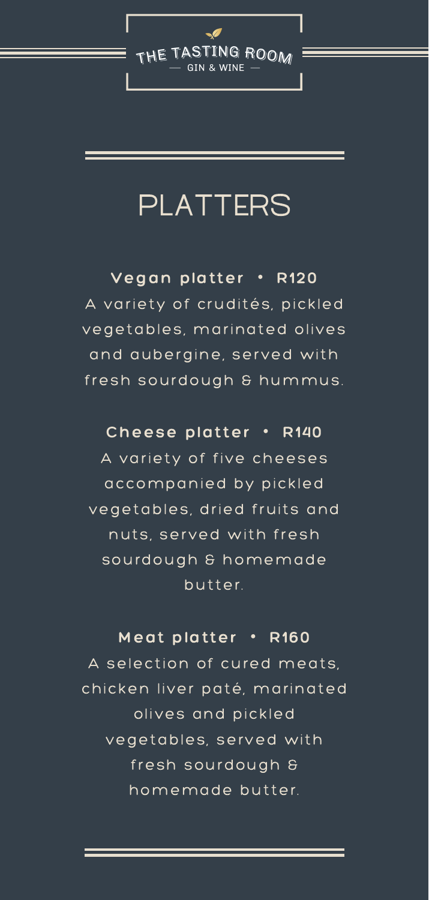THE TASTING ROOM
— GIN & WINE —

# PLATTERS

**Vegan platter • R120**

A variety of crudités, pickled vegetables, marinated olives and aubergine, served with fresh sourdough & hummus.

**Cheese platter • R140**

A variety of five cheeses accompanied by pickled vegetables, dried fruits and nuts, served with fresh sourdough & homemade butter.

**Meat platter • R160**

A selection of cured meats, chicken liver paté, marinated olives and pickled vegetables, served with fresh sourdough & homemade butter.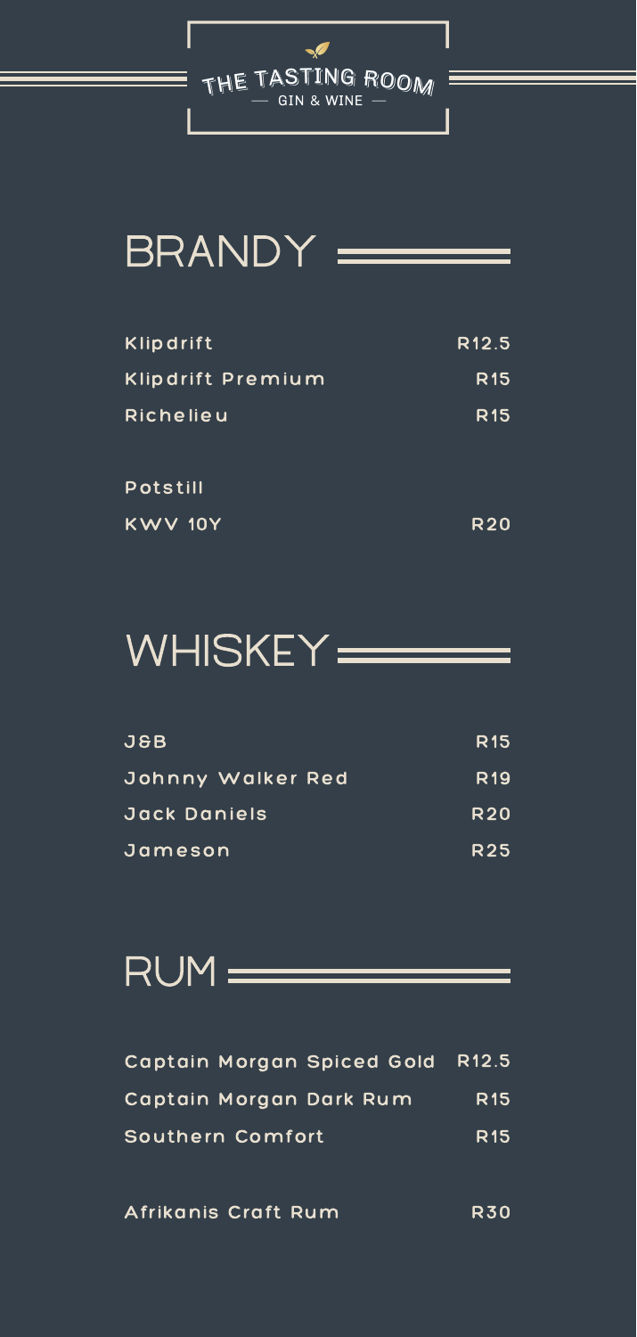THE TASTING ROOM
— GIN & WINE —

# BRANDY

| | |
|---|---|
| Klipdrift | R12.5 |
| Klipdrift Premium | R15 |
| Richelieu | R15 |
| | |
| Potstill | |
| KWV 10Y | R20 |

# WHISKEY

| | |
|---|---|
| J&B | R15 |
| Johnny Walker Red | R19 |
| Jack Daniels | R20 |
| Jameson | R25 |

# RUM

| | |
|---|---|
| Captain Morgan Spiced Gold | R12.5 |
| Captain Morgan Dark Rum | R15 |
| Southern Comfort | R15 |
| | |
| Afrikanis Craft Rum | R30 |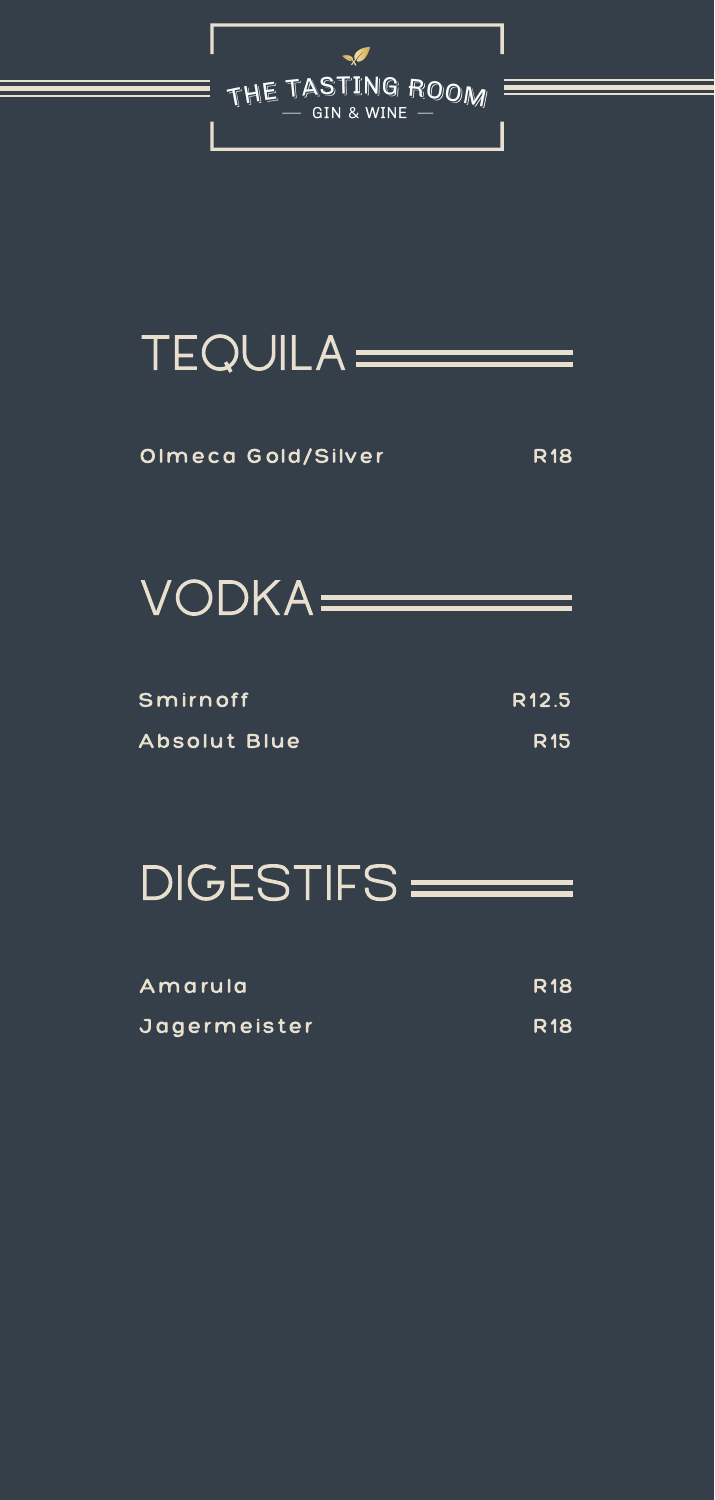THE TASTING ROOM

— GIN & WINE —

## TEQUILA

| | |
|---|---|
| Olmeca Gold/Silver | R18 |

## VODKA

| | |
|---|---|
| Smirnoff | R12.5 |
| Absolut Blue | R15 |

## DIGESTIFS

| | |
|---|---|
| Amarula | R18 |
| Jagermeister | R18 |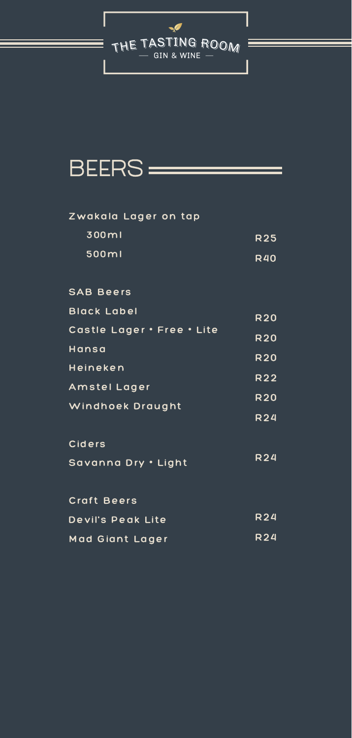# BEERS

**Zwakala Lager on tap**

| | |
|---|---|
| 300ml | R25 |
| 500ml | R40 |

**SAB Beers**

| | |
|---|---|
| Black Label | R20 |
| Castle Lager • Free • Lite | R20 |
| Hansa | R20 |
| Heineken | R22 |
| Amstel Lager | R20 |
| Windhoek Draught | R24 |

**Ciders**

| | |
|---|---|
| Savanna Dry • Light | R24 |

**Craft Beers**

| | |
|---|---|
| Devil's Peak Lite | R24 |
| Mad Giant Lager | R24 |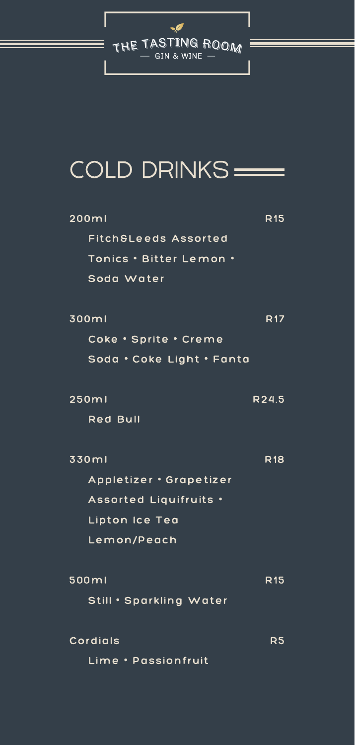THE TASTING ROOM

— GIN & WINE —

# COLD DRINKS

**200ml** — R15

Fitch&Leeds Assorted Tonics • Bitter Lemon • Soda Water

**300ml** — R17

Coke • Sprite • Creme Soda • Coke Light • Fanta

**250ml** — R24.5

Red Bull

**330ml** — R18

Appletizer • Grapetizer Assorted Liquifruits • Lipton Ice Tea Lemon/Peach

**500ml** — R15

Still • Sparkling Water

**Cordials** — R5

Lime • Passionfruit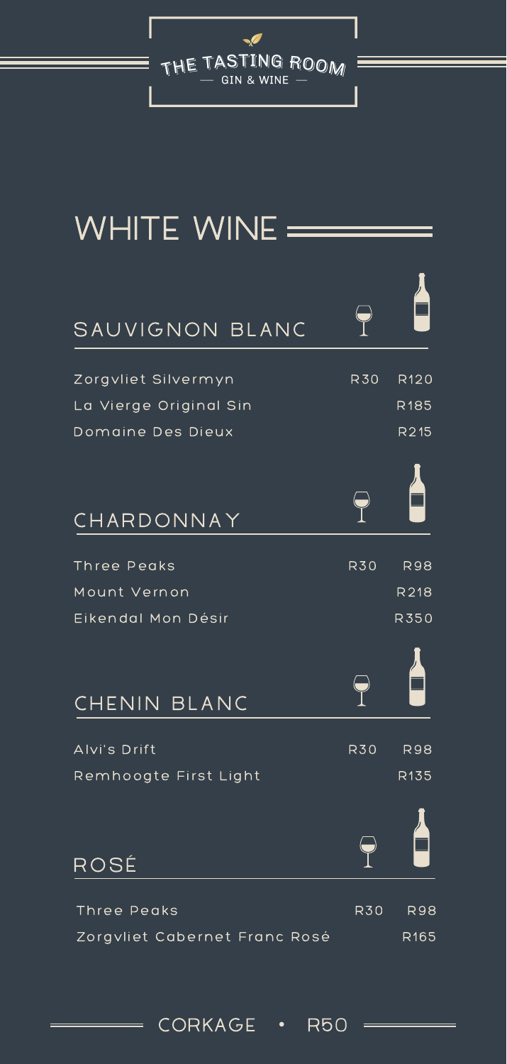# THE TASTING ROOM

— GIN & WINE —

## WHITE WINE

### SAUVIGNON BLANC

| | Glass | Bottle |
|---|---|---|
| Zorgvliet Silvermyn | R30 | R120 |
| La Vierge Original Sin | | R185 |
| Domaine Des Dieux | | R215 |

### CHARDONNAY

| | Glass | Bottle |
|---|---|---|
| Three Peaks | R30 | R98 |
| Mount Vernon | | R218 |
| Eikendal Mon Désir | | R350 |

### CHENIN BLANC

| | Glass | Bottle |
|---|---|---|
| Alvi's Drift | R30 | R98 |
| Remhoogte First Light | | R135 |

### ROSÉ

| | Glass | Bottle |
|---|---|---|
| Three Peaks | R30 | R98 |
| Zorgvliet Cabernet Franc Rosé | | R165 |

CORKAGE • R50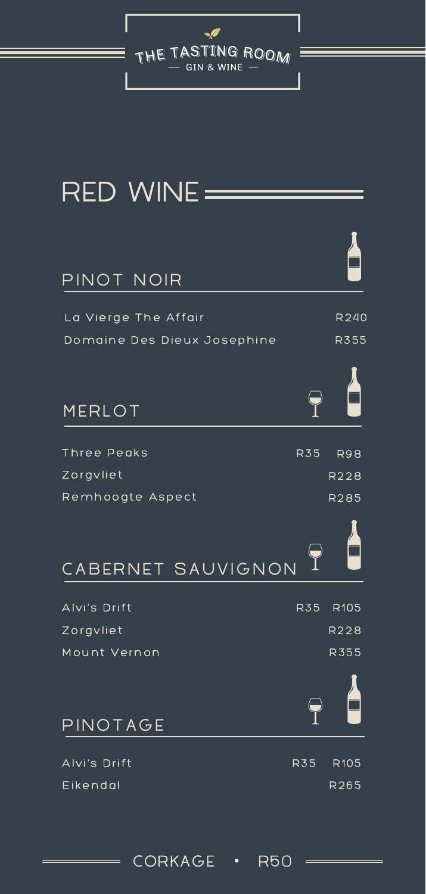# THE TASTING ROOM
— GIN & WINE —

## RED WINE

### PINOT NOIR

| Wine | Glass | Bottle |
| --- | --- | --- |
| La Vierge The Affair | | R240 |
| Domaine Des Dieux Josephine | | R355 |

### MERLOT

| Wine | Glass | Bottle |
| --- | --- | --- |
| Three Peaks | R35 | R98 |
| Zorgvliet | | R228 |
| Remhoogte Aspect | | R285 |

### CABERNET SAUVIGNON

| Wine | Glass | Bottle |
| --- | --- | --- |
| Alvi's Drift | R35 | R105 |
| Zorgvliet | | R228 |
| Mount Vernon | | R355 |

### PINOTAGE

| Wine | Glass | Bottle |
| --- | --- | --- |
| Alvi's Drift | R35 | R105 |
| Eikendal | | R265 |

CORKAGE • R50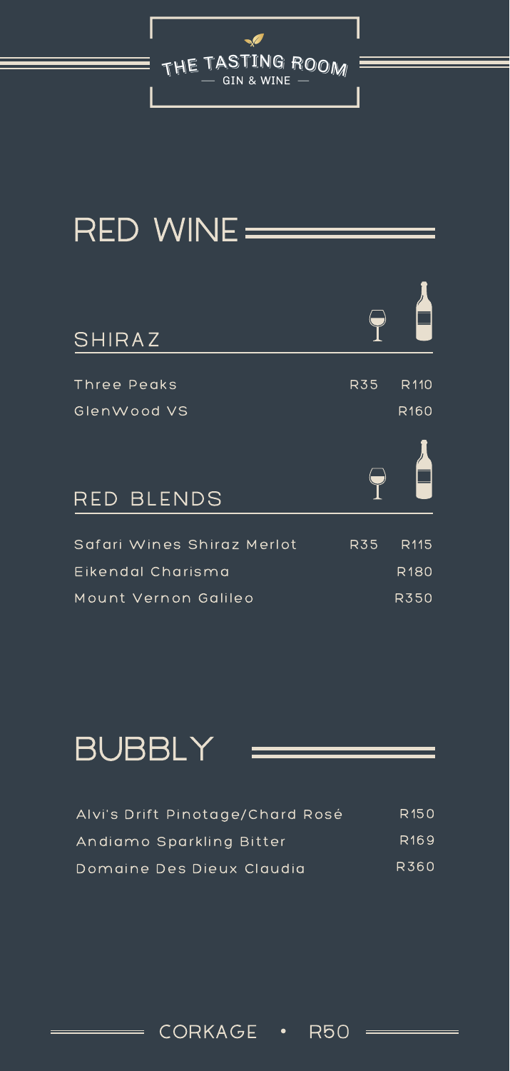THE TASTING ROOM
— GIN & WINE —

# RED WINE

## SHIRAZ

| | Glass | Bottle |
|---|---|---|
| Three Peaks | R35 | R110 |
| GlenWood VS | | R160 |

## RED BLENDS

| | Glass | Bottle |
|---|---|---|
| Safari Wines Shiraz Merlot | R35 | R115 |
| Eikendal Charisma | | R180 |
| Mount Vernon Galileo | | R350 |

# BUBBLY

| | |
|---|---|
| Alvi's Drift Pinotage/Chard Rosé | R150 |
| Andiamo Sparkling Bitter | R169 |
| Domaine Des Dieux Claudia | R360 |

CORKAGE • R50